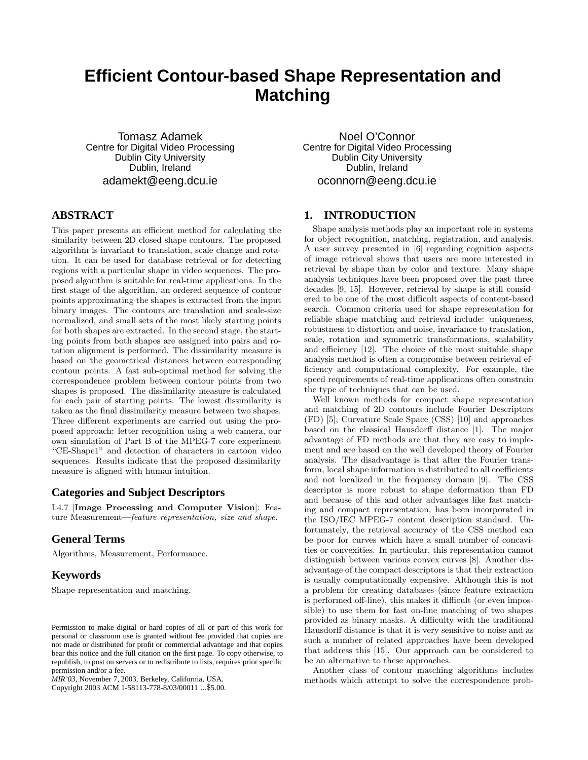# Efficient Contour-based Shape Representation and Matching

Tomasz Adamek
Centre for Digital Video Processing
Dublin City University
Dublin, Ireland
adamekt@eeng.dcu.ie

Noel O'Connor
Centre for Digital Video Processing
Dublin City University
Dublin, Ireland
oconnorn@eeng.dcu.ie

## ABSTRACT

This paper presents an efficient method for calculating the similarity between 2D closed shape contours. The proposed algorithm is invariant to translation, scale change and rotation. It can be used for database retrieval or for detecting regions with a particular shape in video sequences. The proposed algorithm is suitable for real-time applications. In the first stage of the algorithm, an ordered sequence of contour points approximating the shapes is extracted from the input binary images. The contours are translation and scale-size normalized, and small sets of the most likely starting points for both shapes are extracted. In the second stage, the starting points from both shapes are assigned into pairs and rotation alignment is performed. The dissimilarity measure is based on the geometrical distances between corresponding contour points. A fast sub-optimal method for solving the correspondence problem between contour points from two shapes is proposed. The dissimilarity measure is calculated for each pair of starting points. The lowest dissimilarity is taken as the final dissimilarity measure between two shapes. Three different experiments are carried out using the proposed approach: letter recognition using a web camera, our own simulation of Part B of the MPEG-7 core experiment "CE-Shape1" and detection of characters in cartoon video sequences. Results indicate that the proposed dissimilarity measure is aligned with human intuition.

### Categories and Subject Descriptors

I.4.7 [**Image Processing and Computer Vision**]: Feature Measurement—*feature representation, size and shape.*

### General Terms

Algorithms, Measurement, Performance.

### Keywords

Shape representation and matching.

Permission to make digital or hard copies of all or part of this work for personal or classroom use is granted without fee provided that copies are not made or distributed for profit or commercial advantage and that copies bear this notice and the full citation on the first page. To copy otherwise, to republish, to post on servers or to redistribute to lists, requires prior specific permission and/or a fee.
*MIR'03,* November 7, 2003, Berkeley, California, USA.
Copyright 2003 ACM 1-58113-778-8/03/00011 ...$5.00.

## 1. INTRODUCTION

Shape analysis methods play an important role in systems for object recognition, matching, registration, and analysis. A user survey presented in [6] regarding cognition aspects of image retrieval shows that users are more interested in retrieval by shape than by color and texture. Many shape analysis techniques have been proposed over the past three decades [9, 15]. However, retrieval by shape is still considered to be one of the most difficult aspects of content-based search. Common criteria used for shape representation for reliable shape matching and retrieval include: uniqueness, robustness to distortion and noise, invariance to translation, scale, rotation and symmetric transformations, scalability and efficiency [12]. The choice of the most suitable shape analysis method is often a compromise between retrieval efficiency and computational complexity. For example, the speed requirements of real-time applications often constrain the type of techniques that can be used.

Well known methods for compact shape representation and matching of 2D contours include Fourier Descriptors (FD) [5], Curvature Scale Space (CSS) [10] and approaches based on the classical Hausdorff distance [1]. The major advantage of FD methods are that they are easy to implement and are based on the well developed theory of Fourier analysis. The disadvantage is that after the Fourier transform, local shape information is distributed to all coefficients and not localized in the frequency domain [9]. The CSS descriptor is more robust to shape deformation than FD and because of this and other advantages like fast matching and compact representation, has been incorporated in the ISO/IEC MPEG-7 content description standard. Unfortunately, the retrieval accuracy of the CSS method can be poor for curves which have a small number of concavities or convexities. In particular, this representation cannot distinguish between various convex curves [8]. Another disadvantage of the compact descriptors is that their extraction is usually computationally expensive. Although this is not a problem for creating databases (since feature extraction is performed off-line), this makes it difficult (or even impossible) to use them for fast on-line matching of two shapes provided as binary masks. A difficulty with the traditional Hausdorff distance is that it is very sensitive to noise and as such a number of related approaches have been developed that address this [15]. Our approach can be considered to be an alternative to these approaches.

Another class of contour matching algorithms includes methods which attempt to solve the correspondence prob-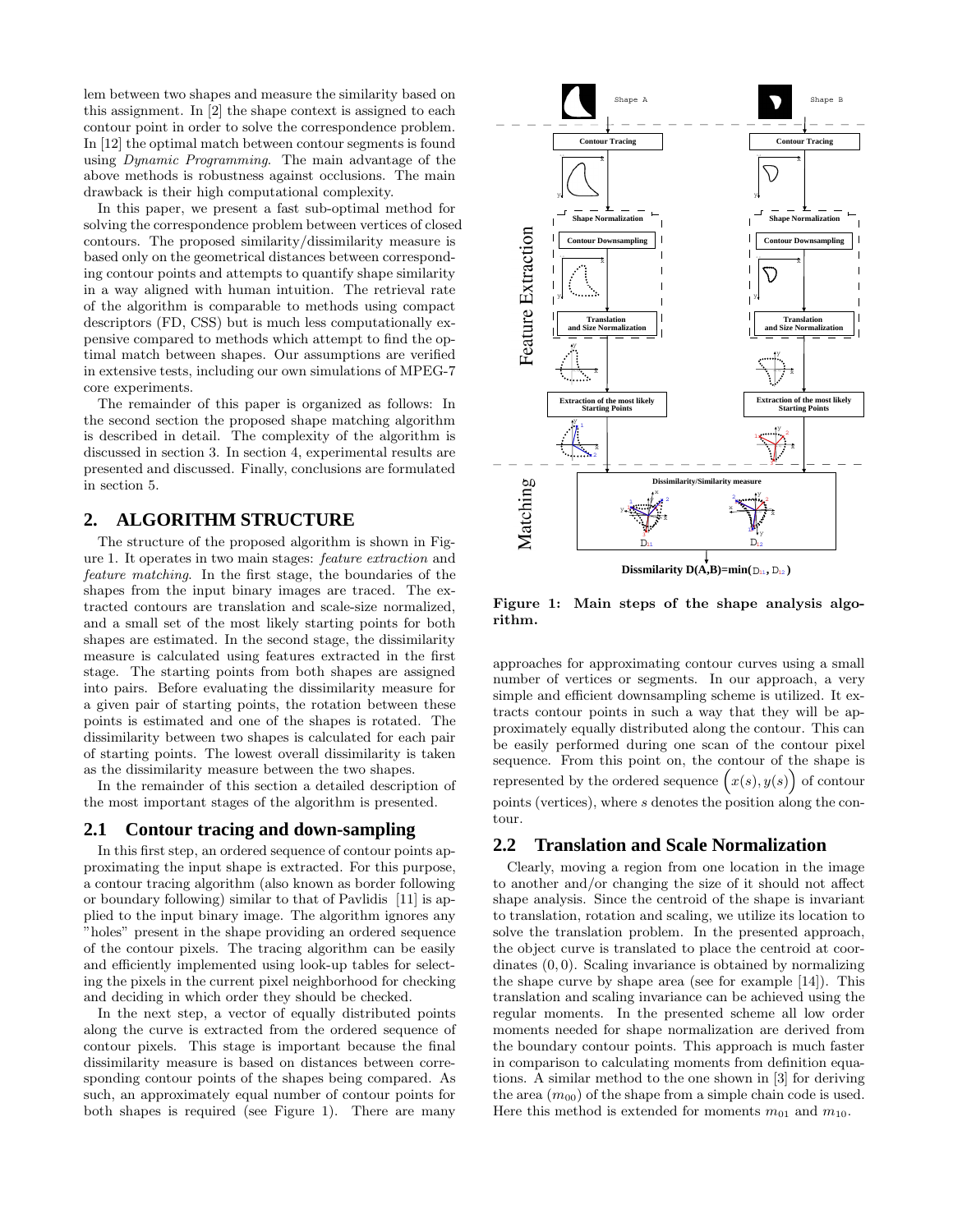lem between two shapes and measure the similarity based on this assignment. In [2] the shape context is assigned to each contour point in order to solve the correspondence problem. In [12] the optimal match between contour segments is found using *Dynamic Programming*. The main advantage of the above methods is robustness against occlusions. The main drawback is their high computational complexity.

In this paper, we present a fast sub-optimal method for solving the correspondence problem between vertices of closed contours. The proposed similarity/dissimilarity measure is based only on the geometrical distances between corresponding contour points and attempts to quantify shape similarity in a way aligned with human intuition. The retrieval rate of the algorithm is comparable to methods using compact descriptors (FD, CSS) but is much less computationally expensive compared to methods which attempt to find the optimal match between shapes. Our assumptions are verified in extensive tests, including our own simulations of MPEG-7 core experiments.

The remainder of this paper is organized as follows: In the second section the proposed shape matching algorithm is described in detail. The complexity of the algorithm is discussed in section 3. In section 4, experimental results are presented and discussed. Finally, conclusions are formulated in section 5.

## 2. ALGORITHM STRUCTURE

The structure of the proposed algorithm is shown in Figure 1. It operates in two main stages: *feature extraction* and *feature matching*. In the first stage, the boundaries of the shapes from the input binary images are traced. The extracted contours are translation and scale-size normalized, and a small set of the most likely starting points for both shapes are estimated. In the second stage, the dissimilarity measure is calculated using features extracted in the first stage. The starting points from both shapes are assigned into pairs. Before evaluating the dissimilarity measure for a given pair of starting points, the rotation between these points is estimated and one of the shapes is rotated. The dissimilarity between two shapes is calculated for each pair of starting points. The lowest overall dissimilarity is taken as the dissimilarity measure between the two shapes.

In the remainder of this section a detailed description of the most important stages of the algorithm is presented.

### 2.1 Contour tracing and down-sampling

In this first step, an ordered sequence of contour points approximating the input shape is extracted. For this purpose, a contour tracing algorithm (also known as border following or boundary following) similar to that of Pavlidis [11] is applied to the input binary image. The algorithm ignores any "holes" present in the shape providing an ordered sequence of the contour pixels. The tracing algorithm can be easily and efficiently implemented using look-up tables for selecting the pixels in the current pixel neighborhood for checking and deciding in which order they should be checked.

In the next step, a vector of equally distributed points along the curve is extracted from the ordered sequence of contour pixels. This stage is important because the final dissimilarity measure is based on distances between corresponding contour points of the shapes being compared. As such, an approximately equal number of contour points for both shapes is required (see Figure 1). There are many approaches for approximating contour curves using a small number of vertices or segments. In our approach, a very simple and efficient downsampling scheme is utilized. It extracts contour points in such a way that they will be approximately equally distributed along the contour. This can be easily performed during one scan of the contour pixel sequence. From this point on, the contour of the shape is represented by the ordered sequence $\Big(x(s), y(s)\Big)$ of contour points (vertices), where $s$ denotes the position along the contour.

Shape A
Shape B
Contour Tracing
Shape Normalization
Contour Downsampling
Translation and Size Normalization
Extraction of the most likely Starting Points
Feature Extraction
Matching
Dissimilarity/Similarity measure
$D_{11}$
$D_{12}$
Dissmilarity $D(A,B)=\min(D_{11}, D_{12})$

**Figure 1: Main steps of the shape analysis algorithm.**

### 2.2 Translation and Scale Normalization

Clearly, moving a region from one location in the image to another and/or changing the size of it should not affect shape analysis. Since the centroid of the shape is invariant to translation, rotation and scaling, we utilize its location to solve the translation problem. In the presented approach, the object curve is translated to place the centroid at coordinates $(0, 0)$. Scaling invariance is obtained by normalizing the shape curve by shape area (see for example [14]). This translation and scaling invariance can be achieved using the regular moments. In the presented scheme all low order moments needed for shape normalization are derived from the boundary contour points. This approach is much faster in comparison to calculating moments from definition equations. A similar method to the one shown in [3] for deriving the area ($m_{00}$) of the shape from a simple chain code is used. Here this method is extended for moments $m_{01}$ and $m_{10}$.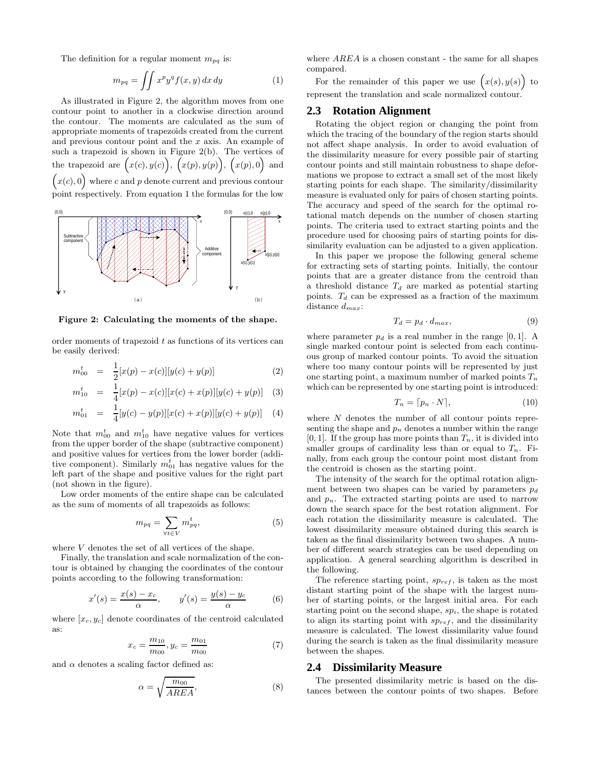The definition for a regular moment $m_{pq}$ is:

$$m_{pq} = \iint x^p y^q f(x,y)\,dx\,dy \tag{1}$$

As illustrated in Figure 2, the algorithm moves from one contour point to another in a clockwise direction around the contour. The moments are calculated as the sum of appropriate moments of trapezoids created from the current and previous contour point and the $x$ axis. An example of such a trapezoid is shown in Figure 2(b). The vertices of the trapezoid are $\Big(x(c), y(c)\Big)$, $\Big(x(p), y(p)\Big)$, $\Big(x(p), 0\Big)$ and $\Big(x(c), 0\Big)$ where $c$ and $p$ denote current and previous contour point respectively. From equation 1 the formulas for the low order moments of trapezoid $t$ as functions of its vertices can be easily derived:

**Figure 2: Calculating the moments of the shape.**

$$m_{00}^t = \frac{1}{2}[x(p) - x(c)][y(c) + y(p)] \tag{2}$$

$$m_{10}^t = \frac{1}{4}[x(p) - x(c)][x(c) + x(p)][y(c) + y(p)] \tag{3}$$

$$m_{01}^t = \frac{1}{4}[y(c) - y(p)][x(c) + x(p)][y(c) + y(p)] \tag{4}$$

Note that $m_{00}^t$ and $m_{10}^t$ have negative values for vertices from the upper border of the shape (subtractive component) and positive values for vertices from the lower border (additive component). Similarly $m_{01}^t$ has negative values for the left part of the shape and positive values for the right part (not shown in the figure).

Low order moments of the entire shape can be calculated as the sum of moments of all trapezoids as follows:

$$m_{pq} = \sum_{\forall t \in V} m_{pq}^t, \tag{5}$$

where $V$ denotes the set of all vertices of the shape.

Finally, the translation and scale normalization of the contour is obtained by changing the coordinates of the contour points according to the following transformation:

$$x'(s) = \frac{x(s) - x_c}{\alpha}, \qquad y'(s) = \frac{y(s) - y_c}{\alpha} \tag{6}$$

where $[x_c, y_c]$ denote coordinates of the centroid calculated as:

$$x_c = \frac{m_{10}}{m_{00}}, y_c = \frac{m_{01}}{m_{00}} \tag{7}$$

and $\alpha$ denotes a scaling factor defined as:

$$\alpha = \sqrt{\frac{m_{00}}{AREA}}, \tag{8}$$

where $AREA$ is a chosen constant - the same for all shapes compared.

For the remainder of this paper we use $\Big(x(s), y(s)\Big)$ to represent the translation and scale normalized contour.

## 2.3 Rotation Alignment

Rotating the object region or changing the point from which the tracing of the boundary of the region starts should not affect shape analysis. In order to avoid evaluation of the dissimilarity measure for every possible pair of starting contour points and still maintain robustness to shape deformations we propose to extract a small set of the most likely starting points for each shape. The similarity/dissimilarity measure is evaluated only for pairs of chosen starting points. The accuracy and speed of the search for the optimal rotational match depends on the number of chosen starting points. The criteria used to extract starting points and the procedure used for choosing pairs of starting points for dissimilarity evaluation can be adjusted to a given application.

In this paper we propose the following general scheme for extracting sets of starting points. Initially, the contour points that are a greater distance from the centroid than a threshold distance $T_d$ are marked as potential starting points. $T_d$ can be expressed as a fraction of the maximum distance $d_{max}$:

$$T_d = p_d \cdot d_{max}, \tag{9}$$

where parameter $p_d$ is a real number in the range $[0, 1]$. A single marked contour point is selected from each continuous group of marked contour points. To avoid the situation where too many contour points will be represented by just one starting point, a maximum number of marked points $T_n$ which can be represented by one starting point is introduced:

$$T_n = \lceil p_n \cdot N \rceil, \tag{10}$$

where $N$ denotes the number of all contour points representing the shape and $p_n$ denotes a number within the range $[0, 1]$. If the group has more points than $T_n$, it is divided into smaller groups of cardinality less than or equal to $T_n$. Finally, from each group the contour point most distant from the centroid is chosen as the starting point.

The intensity of the search for the optimal rotation alignment between two shapes can be varied by parameters $p_d$ and $p_n$. The extracted starting points are used to narrow down the search space for the best rotation alignment. For each rotation the dissimilarity measure is calculated. The lowest dissimilarity measure obtained during this search is taken as the final dissimilarity between two shapes. A number of different search strategies can be used depending on application. A general searching algorithm is described in the following.

The reference starting point, $sp_{ref}$, is taken as the most distant starting point of the shape with the largest number of starting points, or the largest initial area. For each starting point on the second shape, $sp_i$, the shape is rotated to align its starting point with $sp_{ref}$, and the dissimilarity measure is calculated. The lowest dissimilarity value found during the search is taken as the final dissimilarity measure between the shapes.

## 2.4 Dissimilarity Measure

The presented dissimilarity metric is based on the distances between the contour points of two shapes. Before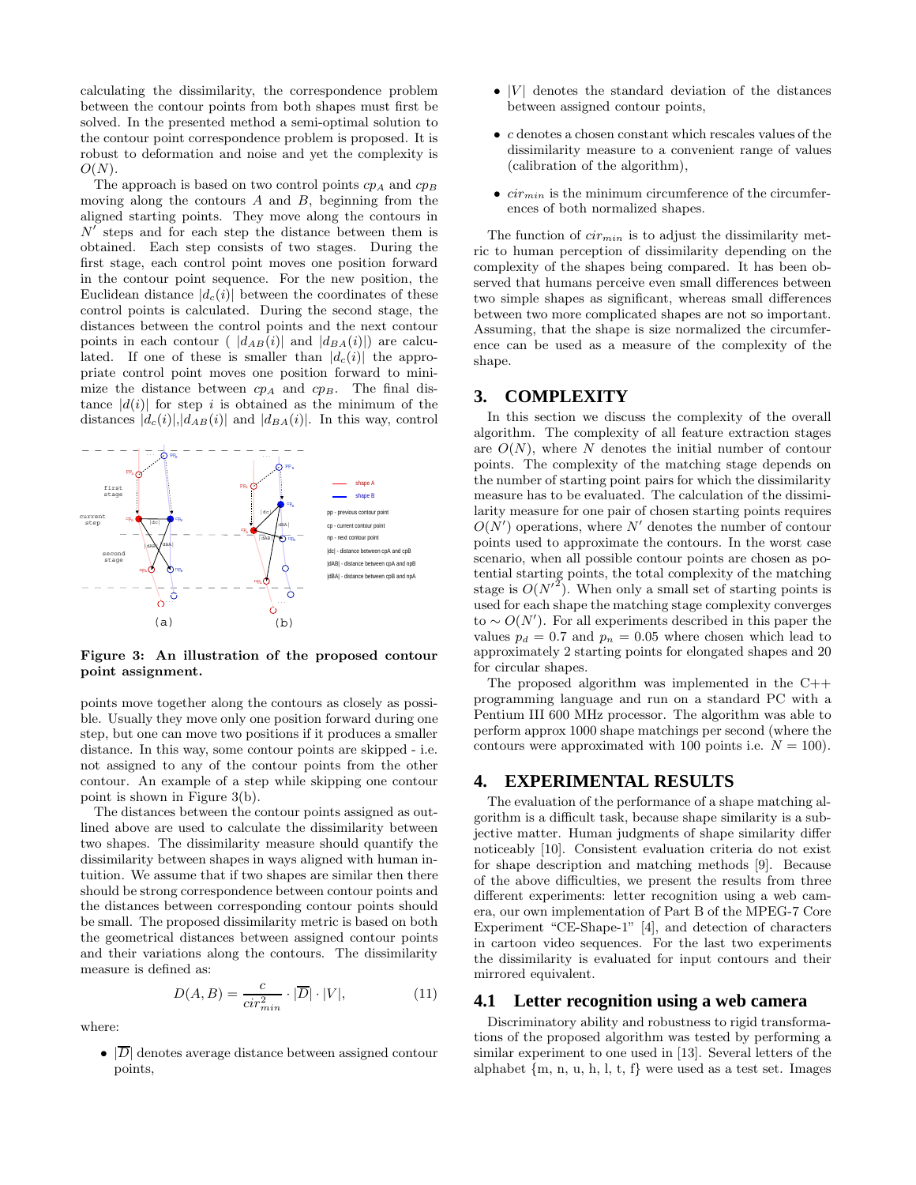calculating the dissimilarity, the correspondence problem between the contour points from both shapes must first be solved. In the presented method a semi-optimal solution to the contour point correspondence problem is proposed. It is robust to deformation and noise and yet the complexity is $O(N)$.

The approach is based on two control points $cp_A$ and $cp_B$ moving along the contours $A$ and $B$, beginning from the aligned starting points. They move along the contours in $N'$ steps and for each step the distance between them is obtained. Each step consists of two stages. During the first stage, each control point moves one position forward in the contour point sequence. For the new position, the Euclidean distance $|d_c(i)|$ between the coordinates of these control points is calculated. During the second stage, the distances between the control points and the next contour points in each contour ( $|d_{AB}(i)|$ and $|d_{BA}(i)|$) are calculated. If one of these is smaller than $|d_c(i)|$ the appropriate control point moves one position forward to minimize the distance between $cp_A$ and $cp_B$. The final distance $|d(i)|$ for step $i$ is obtained as the minimum of the distances $|d_c(i)|$,$|d_{AB}(i)|$ and $|d_{BA}(i)|$. In this way, control points move together along the contours as closely as possible. Usually they move only one position forward during one step, but one can move two positions if it produces a smaller distance. In this way, some contour points are skipped - i.e. not assigned to any of the contour points from the other contour. An example of a step while skipping one contour point is shown in Figure 3(b).

**Figure 3: An illustration of the proposed contour point assignment.**

The distances between the contour points assigned as outlined above are used to calculate the dissimilarity between two shapes. The dissimilarity measure should quantify the dissimilarity between shapes in ways aligned with human intuition. We assume that if two shapes are similar then there should be strong correspondence between contour points and the distances between corresponding contour points should be small. The proposed dissimilarity metric is based on both the geometrical distances between assigned contour points and their variations along the contours. The dissimilarity measure is defined as:

$$D(A,B) = \frac{c}{cir_{min}^2} \cdot |\overline{D}| \cdot |V|, \tag{11}$$

where:

- $|\overline{D}|$ denotes average distance between assigned contour points,
- $|V|$ denotes the standard deviation of the distances between assigned contour points,
- $c$ denotes a chosen constant which rescales values of the dissimilarity measure to a convenient range of values (calibration of the algorithm),
- $cir_{min}$ is the minimum circumference of the circumferences of both normalized shapes.

The function of $cir_{min}$ is to adjust the dissimilarity metric to human perception of dissimilarity depending on the complexity of the shapes being compared. It has been observed that humans perceive even small differences between two simple shapes as significant, whereas small differences between two more complicated shapes are not so important. Assuming, that the shape is size normalized the circumference can be used as a measure of the complexity of the shape.

## 3. COMPLEXITY

In this section we discuss the complexity of the overall algorithm. The complexity of all feature extraction stages are $O(N)$, where $N$ denotes the initial number of contour points. The complexity of the matching stage depends on the number of starting point pairs for which the dissimilarity measure has to be evaluated. The calculation of the dissimilarity measure for one pair of chosen starting points requires $O(N')$ operations, where $N'$ denotes the number of contour points used to approximate the contours. In the worst case scenario, when all possible contour points are chosen as potential starting points, the total complexity of the matching stage is $O(N'^2)$. When only a small set of starting points is used for each shape the matching stage complexity converges to $\sim O(N')$. For all experiments described in this paper the values $p_d = 0.7$ and $p_n = 0.05$ where chosen which lead to approximately 2 starting points for elongated shapes and 20 for circular shapes.

The proposed algorithm was implemented in the C++ programming language and run on a standard PC with a Pentium III 600 MHz processor. The algorithm was able to perform approx 1000 shape matchings per second (where the contours were approximated with 100 points i.e. $N = 100$).

## 4. EXPERIMENTAL RESULTS

The evaluation of the performance of a shape matching algorithm is a difficult task, because shape similarity is a subjective matter. Human judgments of shape similarity differ noticeably [10]. Consistent evaluation criteria do not exist for shape description and matching methods [9]. Because of the above difficulties, we present the results from three different experiments: letter recognition using a web camera, our own implementation of Part B of the MPEG-7 Core Experiment "CE-Shape-1" [4], and detection of characters in cartoon video sequences. For the last two experiments the dissimilarity is evaluated for input contours and their mirrored equivalent.

### 4.1 Letter recognition using a web camera

Discriminatory ability and robustness to rigid transformations of the proposed algorithm was tested by performing a similar experiment to one used in [13]. Several letters of the alphabet {m, n, u, h, l, t, f} were used as a test set. Images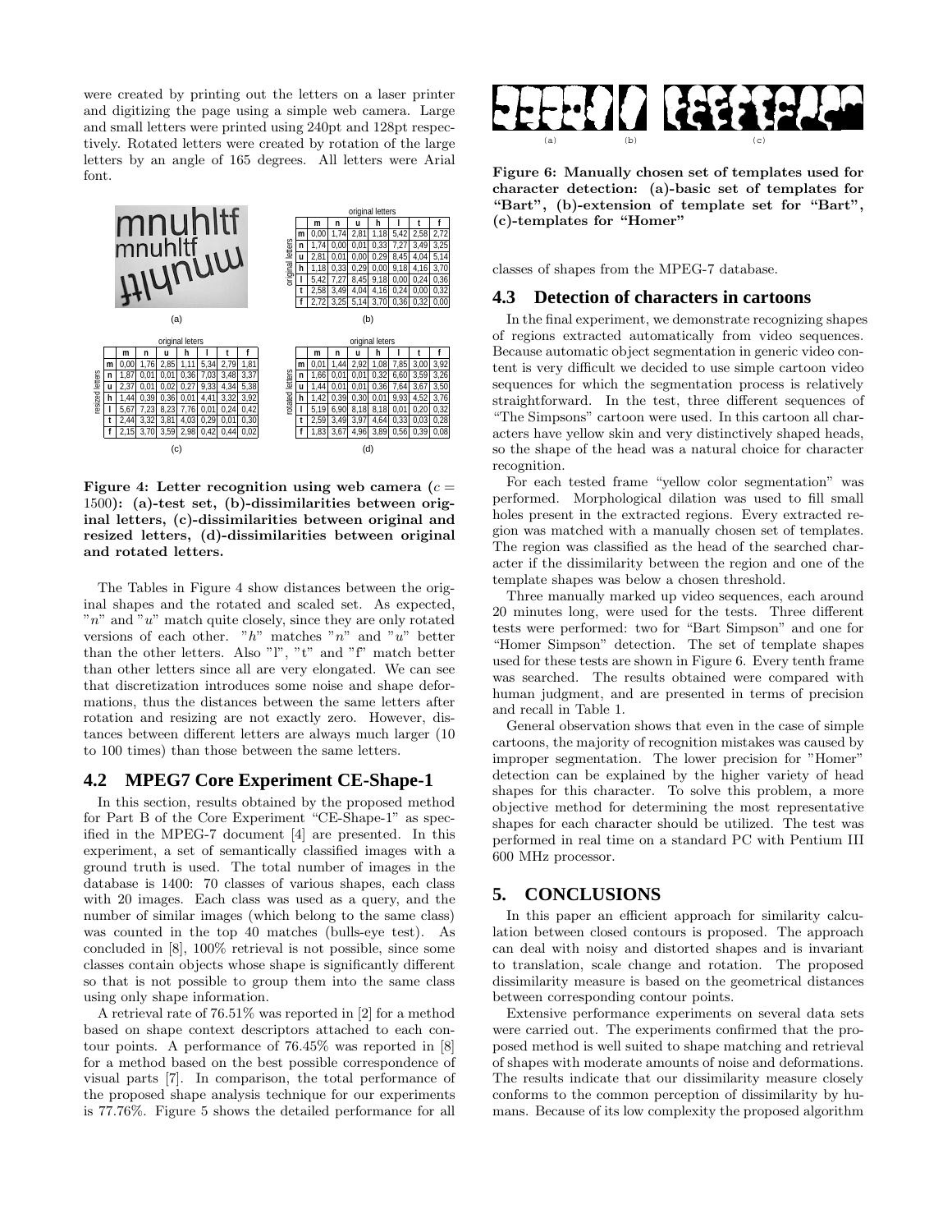were created by printing out the letters on a laser printer and digitizing the page using a simple web camera. Large and small letters were printed using 240pt and 128pt respectively. Rotated letters were created by rotation of the large letters by an angle of 165 degrees. All letters were Arial font.

(a)

(b) original letters

| | m | n | u | h | l | t | f |
|---|---|---|---|---|---|---|---|
| m | 0,00 | 1,74 | 2,81 | 1,18 | 5,42 | 2,58 | 2,72 |
| n | 1,74 | 0,00 | 0,01 | 0,33 | 7,27 | 3,49 | 3,25 |
| u | 2,81 | 0,01 | 0,00 | 0,29 | 8,45 | 4,04 | 5,14 |
| h | 1,18 | 0,33 | 0,29 | 0,00 | 9,18 | 4,16 | 3,70 |
| l | 5,42 | 7,27 | 8,45 | 9,18 | 0,00 | 0,24 | 0,36 |
| t | 2,58 | 3,49 | 4,04 | 4,16 | 0,24 | 0,00 | 0,32 |
| f | 2,72 | 3,25 | 5,14 | 3,70 | 0,36 | 0,32 | 0,00 |

(c) original letters / resized letters

| | m | n | u | h | l | t | f |
|---|---|---|---|---|---|---|---|
| m | 0,00 | 1,76 | 2,85 | 1,11 | 5,34 | 2,79 | 1,81 |
| n | 1,87 | 0,01 | 0,01 | 0,36 | 7,03 | 3,48 | 3,37 |
| u | 2,37 | 0,01 | 0,02 | 0,27 | 9,33 | 4,34 | 5,38 |
| h | 1,44 | 0,39 | 0,36 | 0,01 | 4,41 | 3,32 | 3,92 |
| l | 5,67 | 7,23 | 8,23 | 7,76 | 0,01 | 0,24 | 0,42 |
| t | 2,44 | 3,32 | 3,81 | 4,03 | 0,29 | 0,01 | 0,30 |
| f | 2,15 | 3,70 | 3,59 | 2,98 | 0,42 | 0,44 | 0,02 |

(d) original letters / rotated letters

| | m | n | u | h | l | t | f |
|---|---|---|---|---|---|---|---|
| m | 0,01 | 1,44 | 2,92 | 1,08 | 7,85 | 3,00 | 3,92 |
| n | 1,66 | 0,01 | 0,01 | 0,32 | 6,60 | 3,59 | 3,26 |
| u | 1,44 | 0,01 | 0,01 | 0,36 | 7,64 | 3,67 | 3,50 |
| h | 1,42 | 0,39 | 0,30 | 0,01 | 9,93 | 4,52 | 3,76 |
| l | 5,19 | 6,90 | 8,18 | 8,18 | 0,01 | 0,20 | 0,32 |
| t | 2,59 | 3,49 | 3,97 | 4,64 | 0,33 | 0,03 | 0,28 |
| f | 1,83 | 3,67 | 4,96 | 3,89 | 0,56 | 0,39 | 0,08 |

**Figure 4: Letter recognition using web camera ($c = 1500$): (a)-test set, (b)-dissimilarities between original letters, (c)-dissimilarities between original and resized letters, (d)-dissimilarities between original and rotated letters.**

The Tables in Figure 4 show distances between the original shapes and the rotated and scaled set. As expected, "$n$" and "$u$" match quite closely, since they are only rotated versions of each other. "$h$" matches "$n$" and "$u$" better than the other letters. Also "l", "t" and "f" match better than other letters since all are very elongated. We can see that discretization introduces some noise and shape deformations, thus the distances between the same letters after rotation and resizing are not exactly zero. However, distances between different letters are always much larger (10 to 100 times) than those between the same letters.

## 4.2 MPEG7 Core Experiment CE-Shape-1

In this section, results obtained by the proposed method for Part B of the Core Experiment "CE-Shape-1" as specified in the MPEG-7 document [4] are presented. In this experiment, a set of semantically classified images with a ground truth is used. The total number of images in the database is 1400: 70 classes of various shapes, each class with 20 images. Each class was used as a query, and the number of similar images (which belong to the same class) was counted in the top 40 matches (bulls-eye test). As concluded in [8], 100% retrieval is not possible, since some classes contain objects whose shape is significantly different so that is not possible to group them into the same class using only shape information.

A retrieval rate of 76.51% was reported in [2] for a method based on shape context descriptors attached to each contour points. A performance of 76.45% was reported in [8] for a method based on the best possible correspondence of visual parts [7]. In comparison, the total performance of the proposed shape analysis technique for our experiments is 77.76%. Figure 5 shows the detailed performance for all classes of shapes from the MPEG-7 database.

(a) (b) (c)

**Figure 6: Manually chosen set of templates used for character detection: (a)-basic set of templates for "Bart", (b)-extension of template set for "Bart", (c)-templates for "Homer"**

## 4.3 Detection of characters in cartoons

In the final experiment, we demonstrate recognizing shapes of regions extracted automatically from video sequences. Because automatic object segmentation in generic video content is very difficult we decided to use simple cartoon video sequences for which the segmentation process is relatively straightforward. In the test, three different sequences of "The Simpsons" cartoon were used. In this cartoon all characters have yellow skin and very distinctively shaped heads, so the shape of the head was a natural choice for character recognition.

For each tested frame "yellow color segmentation" was performed. Morphological dilation was used to fill small holes present in the extracted regions. Every extracted region was matched with a manually chosen set of templates. The region was classified as the head of the searched character if the dissimilarity between the region and one of the template shapes was below a chosen threshold.

Three manually marked up video sequences, each around 20 minutes long, were used for the tests. Three different tests were performed: two for "Bart Simpson" and one for "Homer Simpson" detection. The set of template shapes used for these tests are shown in Figure 6. Every tenth frame was searched. The results obtained were compared with human judgment, and are presented in terms of precision and recall in Table 1.

General observation shows that even in the case of simple cartoons, the majority of recognition mistakes was caused by improper segmentation. The lower precision for "Homer" detection can be explained by the higher variety of head shapes for this character. To solve this problem, a more objective method for determining the most representative shapes for each character should be utilized. The test was performed in real time on a standard PC with Pentium III 600 MHz processor.

# 5. CONCLUSIONS

In this paper an efficient approach for similarity calculation between closed contours is proposed. The approach can deal with noisy and distorted shapes and is invariant to translation, scale change and rotation. The proposed dissimilarity measure is based on the geometrical distances between corresponding contour points.

Extensive performance experiments on several data sets were carried out. The experiments confirmed that the proposed method is well suited to shape matching and retrieval of shapes with moderate amounts of noise and deformations. The results indicate that our dissimilarity measure closely conforms to the common perception of dissimilarity by humans. Because of its low complexity the proposed algorithm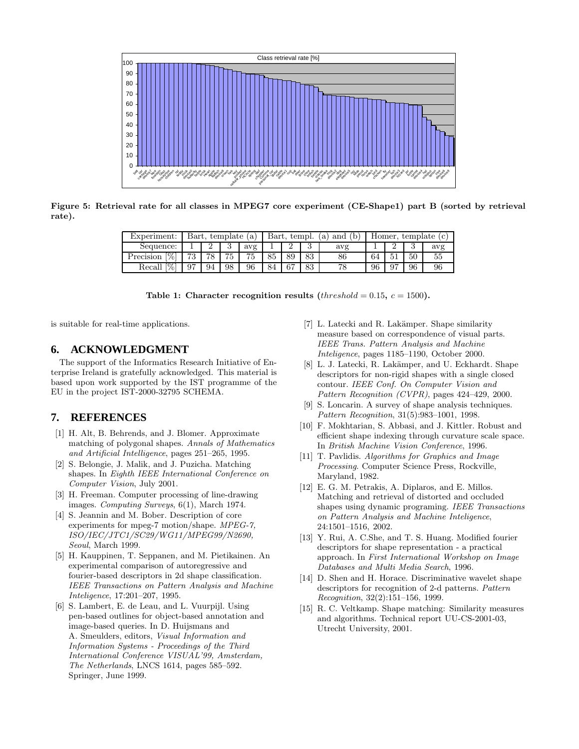Class retrieval rate [%]

100
90
80
70
60
50
40
30
20
10
0

**Figure 5: Retrieval rate for all classes in MPEG7 core experiment (CE-Shape1) part B (sorted by retrieval rate).**

| Experiment: | Bart, template (a) | | | | Bart, templ. (a) and (b) | | | | Homer, template (c) | | | |
|---|---|---|---|---|---|---|---|---|---|---|---|---|
| Sequence: | 1 | 2 | 3 | avg | 1 | 2 | 3 | avg | 1 | 2 | 3 | avg |
| Precision [%] | 73 | 78 | 75 | 75 | 85 | 89 | 83 | 86 | 64 | 51 | 50 | 55 |
| Recall [%] | 97 | 94 | 98 | 96 | 84 | 67 | 83 | 78 | 96 | 97 | 96 | 96 |

**Table 1: Character recognition results ($threshold = 0.15$, $c = 1500$).**

is suitable for real-time applications.

## 6. ACKNOWLEDGMENT

The support of the Informatics Research Initiative of Enterprise Ireland is gratefully acknowledged. This material is based upon work supported by the IST programme of the EU in the project IST-2000-32795 SCHEMA.

## 7. REFERENCES

[1] H. Alt, B. Behrends, and J. Blomer. Approximate matching of polygonal shapes. *Annals of Mathematics and Artificial Intelligence*, pages 251–265, 1995.

[2] S. Belongie, J. Malik, and J. Puzicha. Matching shapes. In *Eighth IEEE International Conference on Computer Vision*, July 2001.

[3] H. Freeman. Computer processing of line-drawing images. *Computing Surveys*, 6(1), March 1974.

[4] S. Jeannin and M. Bober. Description of core experiments for mpeg-7 motion/shape. *MPEG-7, ISO/IEC/JTC1/SC29/WG11/MPEG99/N2690, Seoul*, March 1999.

[5] H. Kauppinen, T. Seppanen, and M. Pietikainen. An experimental comparison of autoregressive and fourier-based descriptors in 2d shape classification. *IEEE Transactions on Pattern Analysis and Machine Inteligence*, 17:201–207, 1995.

[6] S. Lambert, E. de Leau, and L. Vuurpijl. Using pen-based outlines for object-based annotation and image-based queries. In D. Huijsmans and A. Smeulders, editors, *Visual Information and Information Systems - Proceedings of the Third International Conference VISUAL'99, Amsterdam, The Netherlands*, LNCS 1614, pages 585–592. Springer, June 1999.

[7] L. Latecki and R. Lakämper. Shape similarity measure based on correspondence of visual parts. *IEEE Trans. Pattern Analysis and Machine Inteligence*, pages 1185–1190, October 2000.

[8] L. J. Latecki, R. Lakämper, and U. Eckhardt. Shape descriptors for non-rigid shapes with a single closed contour. *IEEE Conf. On Computer Vision and Pattern Recognition (CVPR)*, pages 424–429, 2000.

[9] S. Loncarin. A survey of shape analysis techniques. *Pattern Recognition*, 31(5):983–1001, 1998.

[10] F. Mokhtarian, S. Abbasi, and J. Kittler. Robust and efficient shape indexing through curvature scale space. In *British Machine Vision Conference*, 1996.

[11] T. Pavlidis. *Algorithms for Graphics and Image Processing*. Computer Science Press, Rockville, Maryland, 1982.

[12] E. G. M. Petrakis, A. Diplaros, and E. Millos. Matching and retrieval of distorted and occluded shapes using dynamic programing. *IEEE Transactions on Pattern Analysis and Machine Inteligence*, 24:1501–1516, 2002.

[13] Y. Rui, A. C.She, and T. S. Huang. Modified fourier descriptors for shape representation - a practical approach. In *First International Workshop on Image Databases and Multi Media Search*, 1996.

[14] D. Shen and H. Horace. Discriminative wavelet shape descriptors for recognition of 2-d patterns. *Pattern Recognition*, 32(2):151–156, 1999.

[15] R. C. Veltkamp. Shape matching: Similarity measures and algorithms. Technical report UU-CS-2001-03, Utrecht University, 2001.